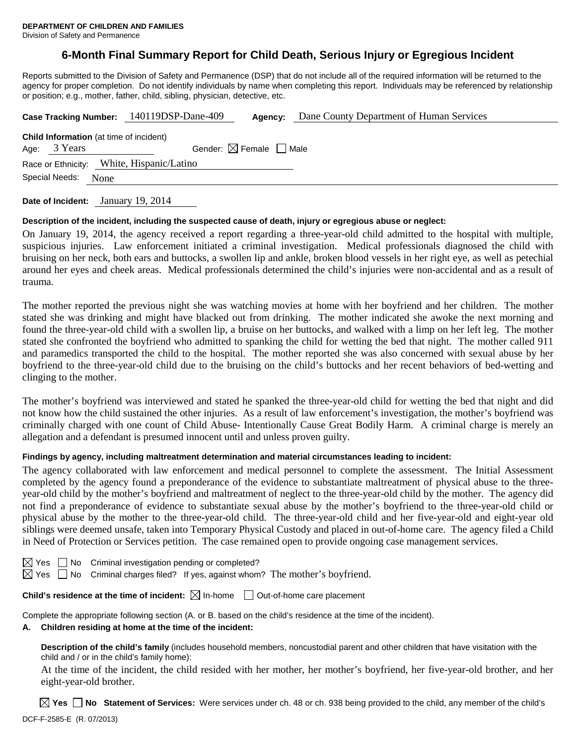**DEPARTMENT OF CHILDREN AND FAMILIES**
Division of Safety and Permanence

# 6-Month Final Summary Report for Child Death, Serious Injury or Egregious Incident

Reports submitted to the Division of Safety and Permanence (DSP) that do not include all of the required information will be returned to the agency for proper completion. Do not identify individuals by name when completing this report. Individuals may be referenced by relationship or position; e.g., mother, father, child, sibling, physician, detective, etc.

**Case Tracking Number:** 140119DSP-Dane-409 **Agency:** Dane County Department of Human Services

**Child Information** (at time of incident)
Age: 3 Years Gender: ☒ Female ☐ Male
Race or Ethnicity: White, Hispanic/Latino
Special Needs: None

**Date of Incident:** January 19, 2014

**Description of the incident, including the suspected cause of death, injury or egregious abuse or neglect:**

On January 19, 2014, the agency received a report regarding a three-year-old child admitted to the hospital with multiple, suspicious injuries. Law enforcement initiated a criminal investigation. Medical professionals diagnosed the child with bruising on her neck, both ears and buttocks, a swollen lip and ankle, broken blood vessels in her right eye, as well as petechial around her eyes and cheek areas. Medical professionals determined the child's injuries were non-accidental and as a result of trauma.

The mother reported the previous night she was watching movies at home with her boyfriend and her children. The mother stated she was drinking and might have blacked out from drinking. The mother indicated she awoke the next morning and found the three-year-old child with a swollen lip, a bruise on her buttocks, and walked with a limp on her left leg. The mother stated she confronted the boyfriend who admitted to spanking the child for wetting the bed that night. The mother called 911 and paramedics transported the child to the hospital. The mother reported she was also concerned with sexual abuse by her boyfriend to the three-year-old child due to the bruising on the child's buttocks and her recent behaviors of bed-wetting and clinging to the mother.

The mother's boyfriend was interviewed and stated he spanked the three-year-old child for wetting the bed that night and did not know how the child sustained the other injuries. As a result of law enforcement's investigation, the mother's boyfriend was criminally charged with one count of Child Abuse- Intentionally Cause Great Bodily Harm. A criminal charge is merely an allegation and a defendant is presumed innocent until and unless proven guilty.

**Findings by agency, including maltreatment determination and material circumstances leading to incident:**

The agency collaborated with law enforcement and medical personnel to complete the assessment. The Initial Assessment completed by the agency found a preponderance of the evidence to substantiate maltreatment of physical abuse to the three-year-old child by the mother's boyfriend and maltreatment of neglect to the three-year-old child by the mother. The agency did not find a preponderance of evidence to substantiate sexual abuse by the mother's boyfriend to the three-year-old child or physical abuse by the mother to the three-year-old child. The three-year-old child and her five-year-old and eight-year old siblings were deemed unsafe, taken into Temporary Physical Custody and placed in out-of-home care. The agency filed a Child in Need of Protection or Services petition. The case remained open to provide ongoing case management services.

☒ Yes ☐ No Criminal investigation pending or completed?
☒ Yes ☐ No Criminal charges filed? If yes, against whom? The mother's boyfriend.

**Child's residence at the time of incident:** ☒ In-home ☐ Out-of-home care placement

Complete the appropriate following section (A. or B. based on the child's residence at the time of the incident).

**A. Children residing at home at the time of the incident:**

**Description of the child's family** (includes household members, noncustodial parent and other children that have visitation with the child and / or in the child's family home):

At the time of the incident, the child resided with her mother, her mother's boyfriend, her five-year-old brother, and her eight-year-old brother.

☒ **Yes** ☐ **No Statement of Services:** Were services under ch. 48 or ch. 938 being provided to the child, any member of the child's

DCF-F-2585-E (R. 07/2013)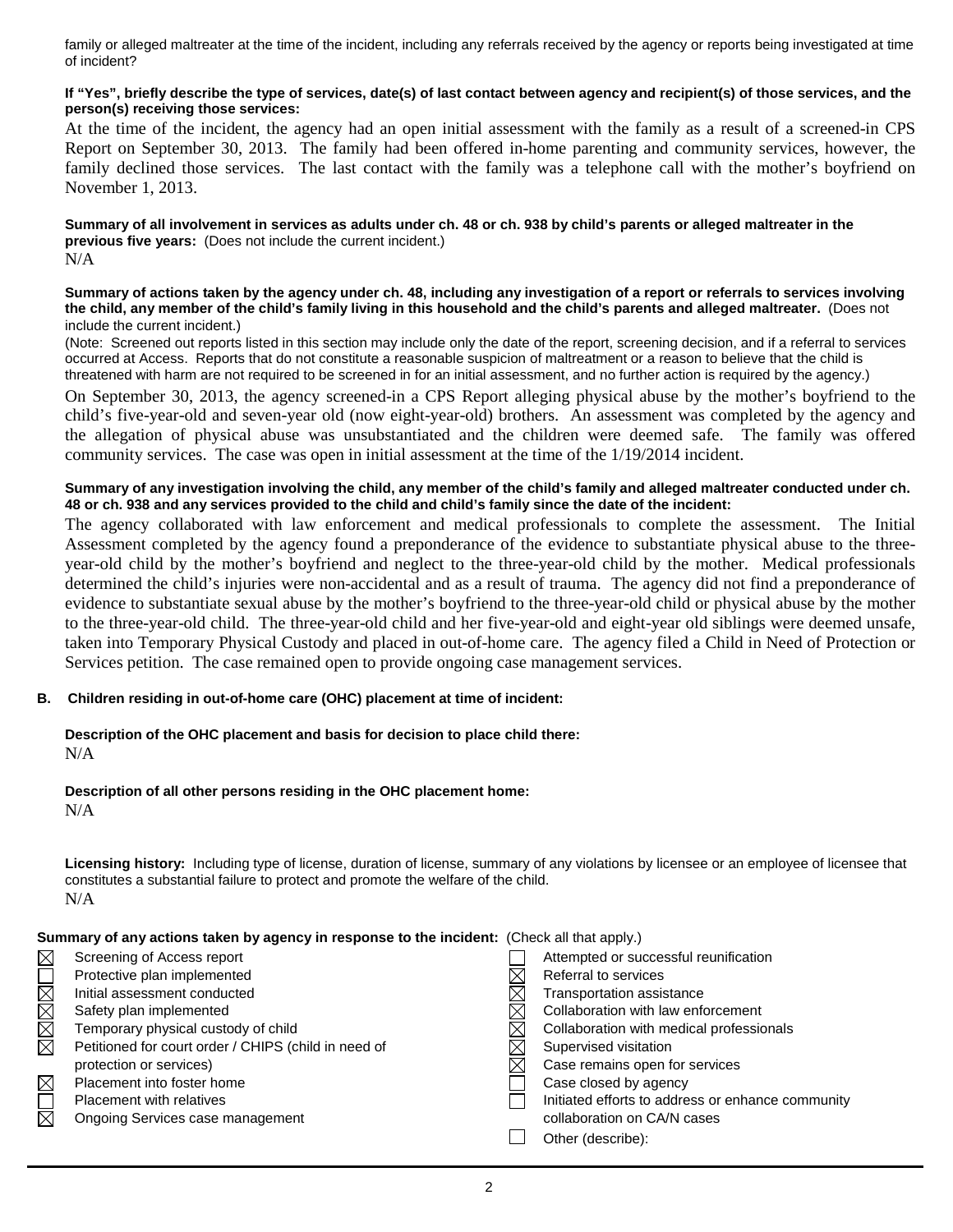family or alleged maltreater at the time of the incident, including any referrals received by the agency or reports being investigated at time of incident?

**If "Yes", briefly describe the type of services, date(s) of last contact between agency and recipient(s) of those services, and the person(s) receiving those services:**

At the time of the incident, the agency had an open initial assessment with the family as a result of a screened-in CPS Report on September 30, 2013. The family had been offered in-home parenting and community services, however, the family declined those services. The last contact with the family was a telephone call with the mother's boyfriend on November 1, 2013.

**Summary of all involvement in services as adults under ch. 48 or ch. 938 by child's parents or alleged maltreater in the previous five years:** (Does not include the current incident.)

N/A

**Summary of actions taken by the agency under ch. 48, including any investigation of a report or referrals to services involving the child, any member of the child's family living in this household and the child's parents and alleged maltreater.** (Does not include the current incident.)

(Note: Screened out reports listed in this section may include only the date of the report, screening decision, and if a referral to services occurred at Access. Reports that do not constitute a reasonable suspicion of maltreatment or a reason to believe that the child is threatened with harm are not required to be screened in for an initial assessment, and no further action is required by the agency.)

On September 30, 2013, the agency screened-in a CPS Report alleging physical abuse by the mother's boyfriend to the child's five-year-old and seven-year old (now eight-year-old) brothers. An assessment was completed by the agency and the allegation of physical abuse was unsubstantiated and the children were deemed safe. The family was offered community services. The case was open in initial assessment at the time of the 1/19/2014 incident.

**Summary of any investigation involving the child, any member of the child's family and alleged maltreater conducted under ch. 48 or ch. 938 and any services provided to the child and child's family since the date of the incident:**

The agency collaborated with law enforcement and medical professionals to complete the assessment. The Initial Assessment completed by the agency found a preponderance of the evidence to substantiate physical abuse to the three-year-old child by the mother's boyfriend and neglect to the three-year-old child by the mother. Medical professionals determined the child's injuries were non-accidental and as a result of trauma. The agency did not find a preponderance of evidence to substantiate sexual abuse by the mother's boyfriend to the three-year-old child or physical abuse by the mother to the three-year-old child. The three-year-old child and her five-year-old and eight-year old siblings were deemed unsafe, taken into Temporary Physical Custody and placed in out-of-home care. The agency filed a Child in Need of Protection or Services petition. The case remained open to provide ongoing case management services.

**B. Children residing in out-of-home care (OHC) placement at time of incident:**

**Description of the OHC placement and basis for decision to place child there:**

N/A

**Description of all other persons residing in the OHC placement home:**

N/A

**Licensing history:** Including type of license, duration of license, summary of any violations by licensee or an employee of licensee that constitutes a substantial failure to protect and promote the welfare of the child.

N/A

**Summary of any actions taken by agency in response to the incident:** (Check all that apply.)

- ☒ Screening of Access report
- ☐ Protective plan implemented
- ☒ Initial assessment conducted
- ☒ Safety plan implemented
- ☒ Temporary physical custody of child
- ☒ Petitioned for court order / CHIPS (child in need of protection or services)
- ☒ Placement into foster home
- ☐ Placement with relatives
- ☒ Ongoing Services case management
- ☐ Attempted or successful reunification
- ☒ Referral to services
- ☒ Transportation assistance
- ☒ Collaboration with law enforcement
- ☒ Collaboration with medical professionals
- ☒ Supervised visitation
- ☒ Case remains open for services
- ☐ Case closed by agency
- ☐ Initiated efforts to address or enhance community collaboration on CA/N cases
- ☐ Other (describe):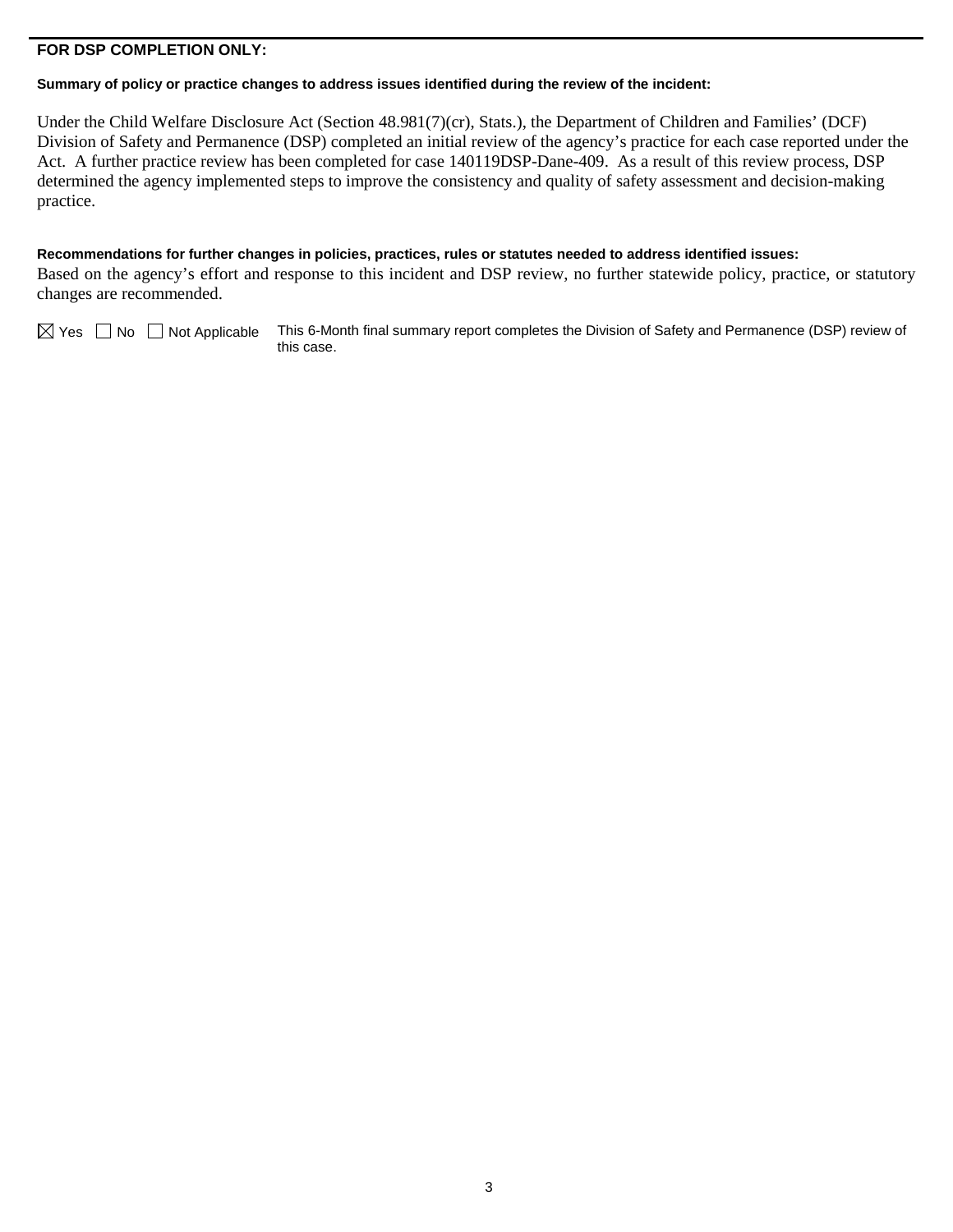**FOR DSP COMPLETION ONLY:**

**Summary of policy or practice changes to address issues identified during the review of the incident:**

Under the Child Welfare Disclosure Act (Section 48.981(7)(cr), Stats.), the Department of Children and Families' (DCF) Division of Safety and Permanence (DSP) completed an initial review of the agency's practice for each case reported under the Act. A further practice review has been completed for case 140119DSP-Dane-409. As a result of this review process, DSP determined the agency implemented steps to improve the consistency and quality of safety assessment and decision-making practice.

**Recommendations for further changes in policies, practices, rules or statutes needed to address identified issues:**

Based on the agency's effort and response to this incident and DSP review, no further statewide policy, practice, or statutory changes are recommended.

☒ Yes ☐ No ☐ Not Applicable This 6-Month final summary report completes the Division of Safety and Permanence (DSP) review of this case.